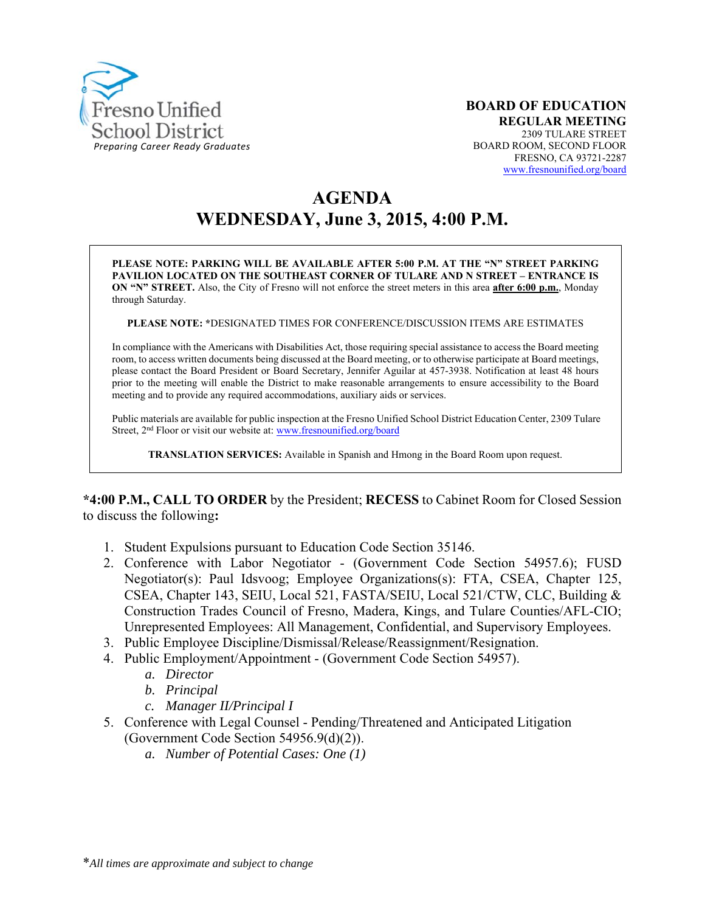Fresno Unified School District
*Preparing Career Ready Graduates*

**BOARD OF EDUCATION**
**REGULAR MEETING**
2309 TULARE STREET
BOARD ROOM, SECOND FLOOR
FRESNO, CA 93721-2287
www.fresnounified.org/board

# AGENDA
# WEDNESDAY, June 3, 2015, 4:00 P.M.

**PLEASE NOTE: PARKING WILL BE AVAILABLE AFTER 5:00 P.M. AT THE "N" STREET PARKING PAVILION LOCATED ON THE SOUTHEAST CORNER OF TULARE AND N STREET – ENTRANCE IS ON "N" STREET.** Also, the City of Fresno will not enforce the street meters in this area **after 6:00 p.m.**, Monday through Saturday.

**PLEASE NOTE:** *DESIGNATED TIMES FOR CONFERENCE/DISCUSSION ITEMS ARE ESTIMATES

In compliance with the Americans with Disabilities Act, those requiring special assistance to access the Board meeting room, to access written documents being discussed at the Board meeting, or to otherwise participate at Board meetings, please contact the Board President or Board Secretary, Jennifer Aguilar at 457-3938. Notification at least 48 hours prior to the meeting will enable the District to make reasonable arrangements to ensure accessibility to the Board meeting and to provide any required accommodations, auxiliary aids or services.

Public materials are available for public inspection at the Fresno Unified School District Education Center, 2309 Tulare Street, 2nd Floor or visit our website at: www.fresnounified.org/board

**TRANSLATION SERVICES:** Available in Spanish and Hmong in the Board Room upon request.

**\*4:00 P.M., CALL TO ORDER** by the President; **RECESS** to Cabinet Room for Closed Session to discuss the following**:**

1. Student Expulsions pursuant to Education Code Section 35146.
2. Conference with Labor Negotiator - (Government Code Section 54957.6); FUSD Negotiator(s): Paul Idsvoog; Employee Organizations(s): FTA, CSEA, Chapter 125, CSEA, Chapter 143, SEIU, Local 521, FASTA/SEIU, Local 521/CTW, CLC, Building & Construction Trades Council of Fresno, Madera, Kings, and Tulare Counties/AFL-CIO; Unrepresented Employees: All Management, Confidential, and Supervisory Employees.
3. Public Employee Discipline/Dismissal/Release/Reassignment/Resignation.
4. Public Employment/Appointment - (Government Code Section 54957).
    a. *Director*
    b. *Principal*
    c. *Manager II/Principal I*
5. Conference with Legal Counsel - Pending/Threatened and Anticipated Litigation (Government Code Section 54956.9(d)(2)).
    a. *Number of Potential Cases: One (1)*

\**All times are approximate and subject to change*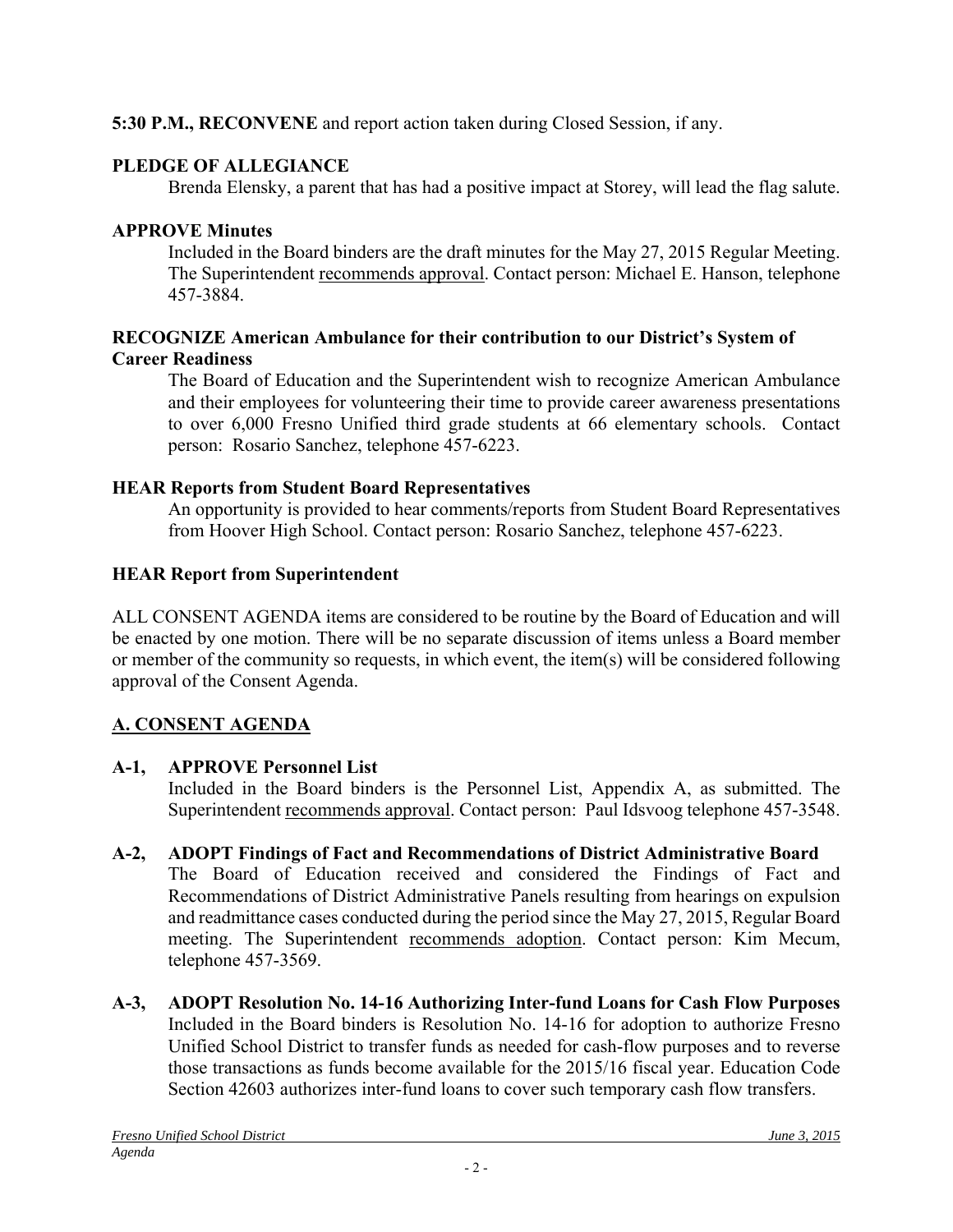**5:30 P.M., RECONVENE** and report action taken during Closed Session, if any.

**PLEDGE OF ALLEGIANCE**

Brenda Elensky, a parent that has had a positive impact at Storey, will lead the flag salute.

**APPROVE Minutes**

Included in the Board binders are the draft minutes for the May 27, 2015 Regular Meeting. The Superintendent recommends approval. Contact person: Michael E. Hanson, telephone 457-3884.

**RECOGNIZE American Ambulance for their contribution to our District's System of Career Readiness**

The Board of Education and the Superintendent wish to recognize American Ambulance and their employees for volunteering their time to provide career awareness presentations to over 6,000 Fresno Unified third grade students at 66 elementary schools. Contact person: Rosario Sanchez, telephone 457-6223.

**HEAR Reports from Student Board Representatives**

An opportunity is provided to hear comments/reports from Student Board Representatives from Hoover High School. Contact person: Rosario Sanchez, telephone 457-6223.

**HEAR Report from Superintendent**

ALL CONSENT AGENDA items are considered to be routine by the Board of Education and will be enacted by one motion. There will be no separate discussion of items unless a Board member or member of the community so requests, in which event, the item(s) will be considered following approval of the Consent Agenda.

## A. CONSENT AGENDA

**A-1, APPROVE Personnel List**

Included in the Board binders is the Personnel List, Appendix A, as submitted. The Superintendent recommends approval. Contact person: Paul Idsvoog telephone 457-3548.

**A-2, ADOPT Findings of Fact and Recommendations of District Administrative Board**

The Board of Education received and considered the Findings of Fact and Recommendations of District Administrative Panels resulting from hearings on expulsion and readmittance cases conducted during the period since the May 27, 2015, Regular Board meeting. The Superintendent recommends adoption. Contact person: Kim Mecum, telephone 457-3569.

**A-3, ADOPT Resolution No. 14-16 Authorizing Inter-fund Loans for Cash Flow Purposes**

Included in the Board binders is Resolution No. 14-16 for adoption to authorize Fresno Unified School District to transfer funds as needed for cash-flow purposes and to reverse those transactions as funds become available for the 2015/16 fiscal year. Education Code Section 42603 authorizes inter-fund loans to cover such temporary cash flow transfers.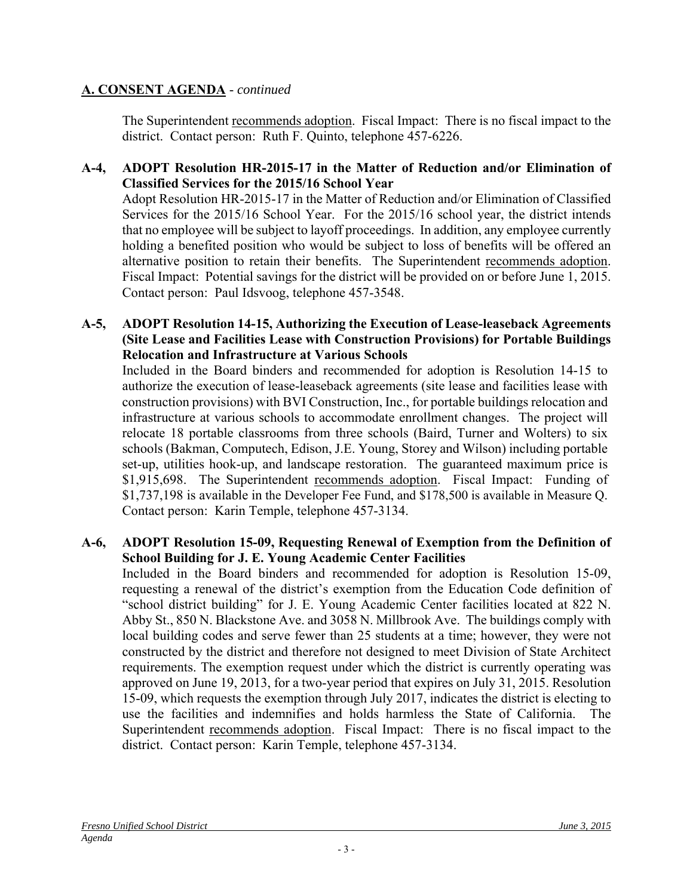## A. CONSENT AGENDA - *continued*

The Superintendent recommends adoption. Fiscal Impact: There is no fiscal impact to the district. Contact person: Ruth F. Quinto, telephone 457-6226.

**A-4, ADOPT Resolution HR-2015-17 in the Matter of Reduction and/or Elimination of Classified Services for the 2015/16 School Year**

Adopt Resolution HR-2015-17 in the Matter of Reduction and/or Elimination of Classified Services for the 2015/16 School Year. For the 2015/16 school year, the district intends that no employee will be subject to layoff proceedings. In addition, any employee currently holding a benefited position who would be subject to loss of benefits will be offered an alternative position to retain their benefits. The Superintendent recommends adoption. Fiscal Impact: Potential savings for the district will be provided on or before June 1, 2015. Contact person: Paul Idsvoog, telephone 457-3548.

**A-5, ADOPT Resolution 14-15, Authorizing the Execution of Lease-leaseback Agreements (Site Lease and Facilities Lease with Construction Provisions) for Portable Buildings Relocation and Infrastructure at Various Schools**

Included in the Board binders and recommended for adoption is Resolution 14-15 to authorize the execution of lease-leaseback agreements (site lease and facilities lease with construction provisions) with BVI Construction, Inc., for portable buildings relocation and infrastructure at various schools to accommodate enrollment changes. The project will relocate 18 portable classrooms from three schools (Baird, Turner and Wolters) to six schools (Bakman, Computech, Edison, J.E. Young, Storey and Wilson) including portable set-up, utilities hook-up, and landscape restoration. The guaranteed maximum price is $1,915,698. The Superintendent recommends adoption. Fiscal Impact: Funding of $1,737,198 is available in the Developer Fee Fund, and $178,500 is available in Measure Q. Contact person: Karin Temple, telephone 457-3134.

**A-6, ADOPT Resolution 15-09, Requesting Renewal of Exemption from the Definition of School Building for J. E. Young Academic Center Facilities**

Included in the Board binders and recommended for adoption is Resolution 15-09, requesting a renewal of the district's exemption from the Education Code definition of "school district building" for J. E. Young Academic Center facilities located at 822 N. Abby St., 850 N. Blackstone Ave. and 3058 N. Millbrook Ave. The buildings comply with local building codes and serve fewer than 25 students at a time; however, they were not constructed by the district and therefore not designed to meet Division of State Architect requirements. The exemption request under which the district is currently operating was approved on June 19, 2013, for a two-year period that expires on July 31, 2015. Resolution 15-09, which requests the exemption through July 2017, indicates the district is electing to use the facilities and indemnifies and holds harmless the State of California. The Superintendent recommends adoption. Fiscal Impact: There is no fiscal impact to the district. Contact person: Karin Temple, telephone 457-3134.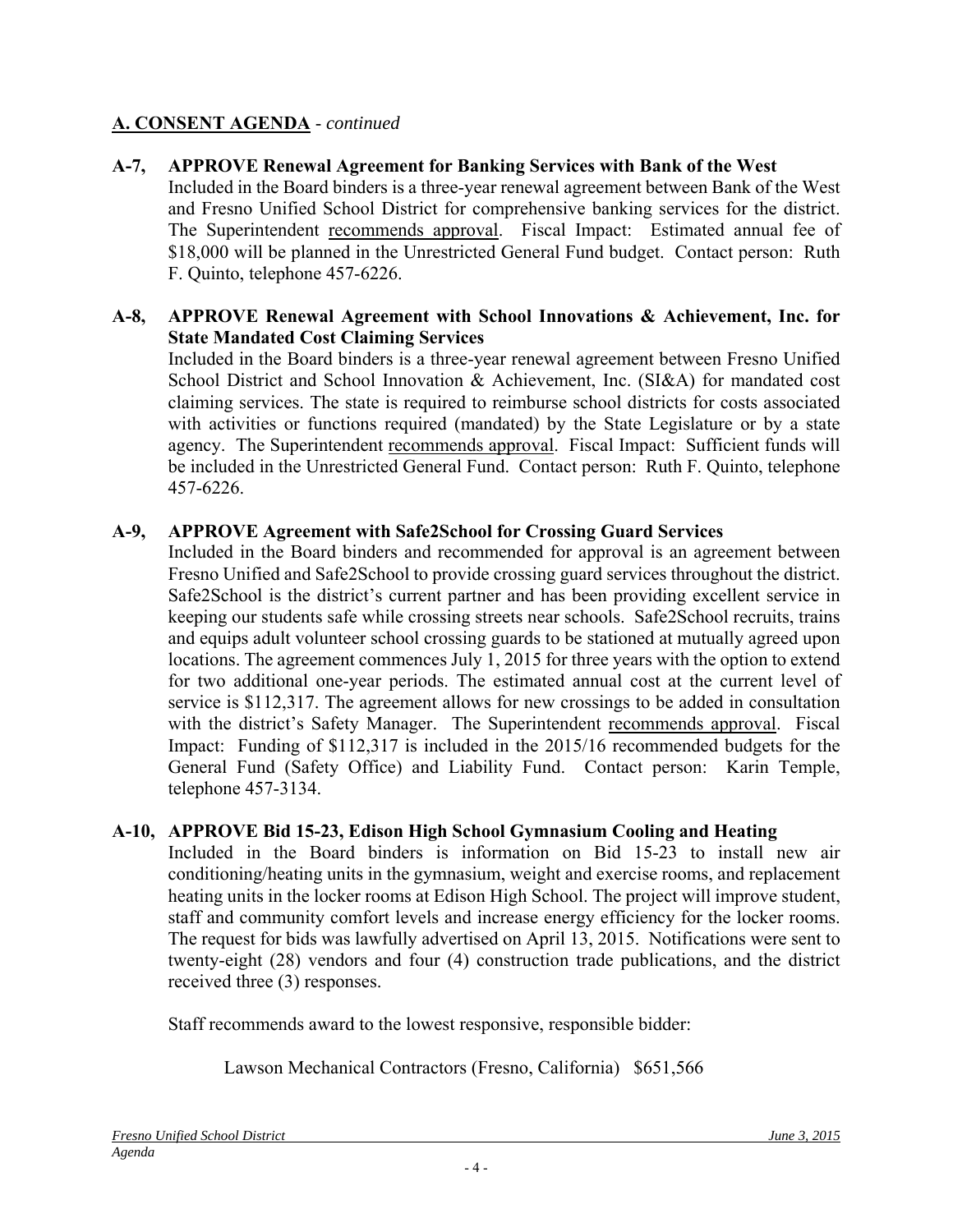## A. CONSENT AGENDA - *continued*

**A-7, APPROVE Renewal Agreement for Banking Services with Bank of the West**

Included in the Board binders is a three-year renewal agreement between Bank of the West and Fresno Unified School District for comprehensive banking services for the district. The Superintendent recommends approval. Fiscal Impact: Estimated annual fee of $18,000 will be planned in the Unrestricted General Fund budget. Contact person: Ruth F. Quinto, telephone 457-6226.

**A-8, APPROVE Renewal Agreement with School Innovations & Achievement, Inc. for State Mandated Cost Claiming Services**

Included in the Board binders is a three-year renewal agreement between Fresno Unified School District and School Innovation & Achievement, Inc. (SI&A) for mandated cost claiming services. The state is required to reimburse school districts for costs associated with activities or functions required (mandated) by the State Legislature or by a state agency. The Superintendent recommends approval. Fiscal Impact: Sufficient funds will be included in the Unrestricted General Fund. Contact person: Ruth F. Quinto, telephone 457-6226.

**A-9, APPROVE Agreement with Safe2School for Crossing Guard Services**

Included in the Board binders and recommended for approval is an agreement between Fresno Unified and Safe2School to provide crossing guard services throughout the district. Safe2School is the district's current partner and has been providing excellent service in keeping our students safe while crossing streets near schools. Safe2School recruits, trains and equips adult volunteer school crossing guards to be stationed at mutually agreed upon locations. The agreement commences July 1, 2015 for three years with the option to extend for two additional one-year periods. The estimated annual cost at the current level of service is $112,317. The agreement allows for new crossings to be added in consultation with the district's Safety Manager. The Superintendent recommends approval. Fiscal Impact: Funding of $112,317 is included in the 2015/16 recommended budgets for the General Fund (Safety Office) and Liability Fund. Contact person: Karin Temple, telephone 457-3134.

**A-10, APPROVE Bid 15-23, Edison High School Gymnasium Cooling and Heating**

Included in the Board binders is information on Bid 15-23 to install new air conditioning/heating units in the gymnasium, weight and exercise rooms, and replacement heating units in the locker rooms at Edison High School. The project will improve student, staff and community comfort levels and increase energy efficiency for the locker rooms. The request for bids was lawfully advertised on April 13, 2015. Notifications were sent to twenty-eight (28) vendors and four (4) construction trade publications, and the district received three (3) responses.

Staff recommends award to the lowest responsive, responsible bidder:

Lawson Mechanical Contractors (Fresno, California) $651,566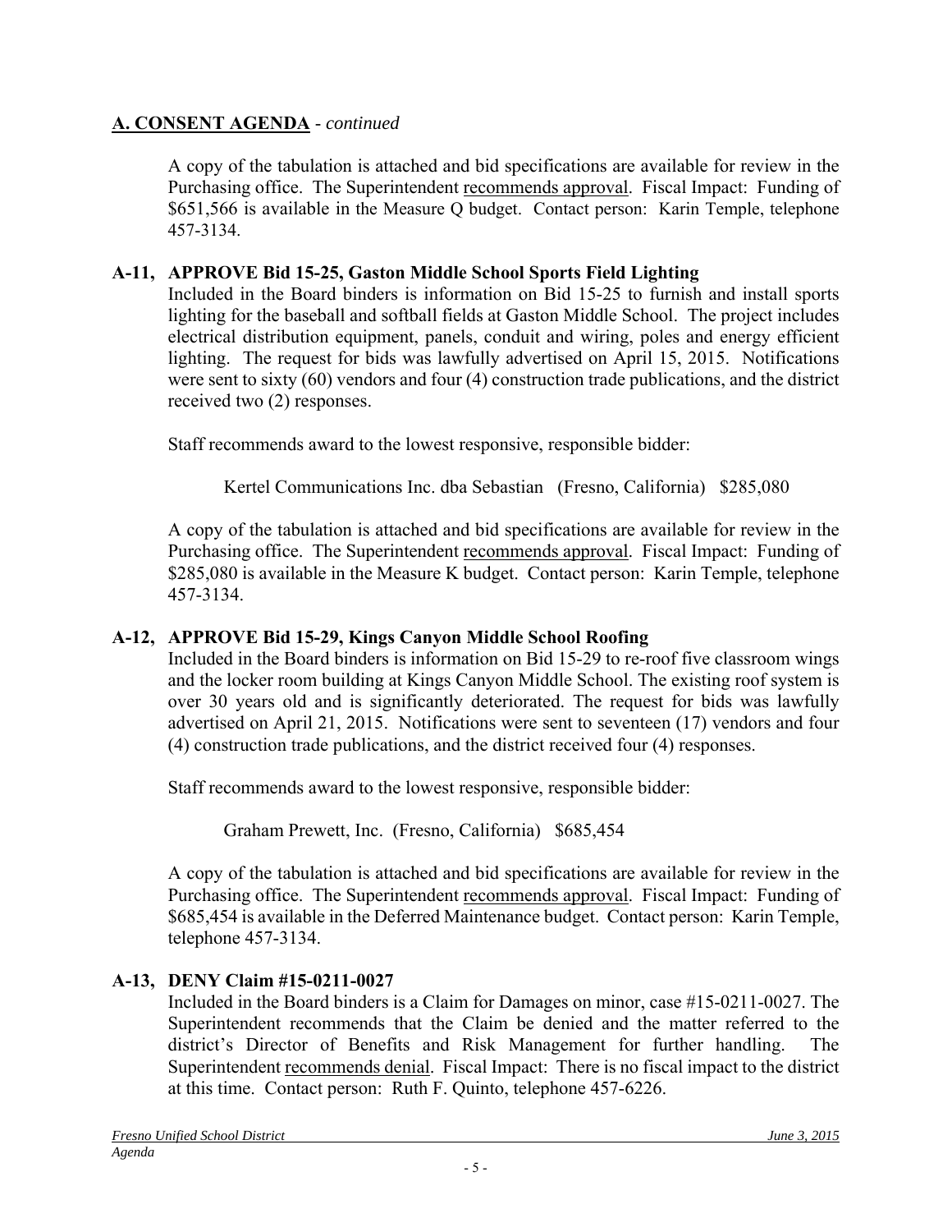## A. CONSENT AGENDA - *continued*

A copy of the tabulation is attached and bid specifications are available for review in the Purchasing office. The Superintendent recommends approval. Fiscal Impact: Funding of $651,566 is available in the Measure Q budget. Contact person: Karin Temple, telephone 457-3134.

### A-11, APPROVE Bid 15-25, Gaston Middle School Sports Field Lighting

Included in the Board binders is information on Bid 15-25 to furnish and install sports lighting for the baseball and softball fields at Gaston Middle School. The project includes electrical distribution equipment, panels, conduit and wiring, poles and energy efficient lighting. The request for bids was lawfully advertised on April 15, 2015. Notifications were sent to sixty (60) vendors and four (4) construction trade publications, and the district received two (2) responses.

Staff recommends award to the lowest responsive, responsible bidder:

Kertel Communications Inc. dba Sebastian (Fresno, California) $285,080

A copy of the tabulation is attached and bid specifications are available for review in the Purchasing office. The Superintendent recommends approval. Fiscal Impact: Funding of $285,080 is available in the Measure K budget. Contact person: Karin Temple, telephone 457-3134.

### A-12, APPROVE Bid 15-29, Kings Canyon Middle School Roofing

Included in the Board binders is information on Bid 15-29 to re-roof five classroom wings and the locker room building at Kings Canyon Middle School. The existing roof system is over 30 years old and is significantly deteriorated. The request for bids was lawfully advertised on April 21, 2015. Notifications were sent to seventeen (17) vendors and four (4) construction trade publications, and the district received four (4) responses.

Staff recommends award to the lowest responsive, responsible bidder:

Graham Prewett, Inc. (Fresno, California) $685,454

A copy of the tabulation is attached and bid specifications are available for review in the Purchasing office. The Superintendent recommends approval. Fiscal Impact: Funding of $685,454 is available in the Deferred Maintenance budget. Contact person: Karin Temple, telephone 457-3134.

### A-13, DENY Claim #15-0211-0027

Included in the Board binders is a Claim for Damages on minor, case #15-0211-0027. The Superintendent recommends that the Claim be denied and the matter referred to the district's Director of Benefits and Risk Management for further handling. The Superintendent recommends denial. Fiscal Impact: There is no fiscal impact to the district at this time. Contact person: Ruth F. Quinto, telephone 457-6226.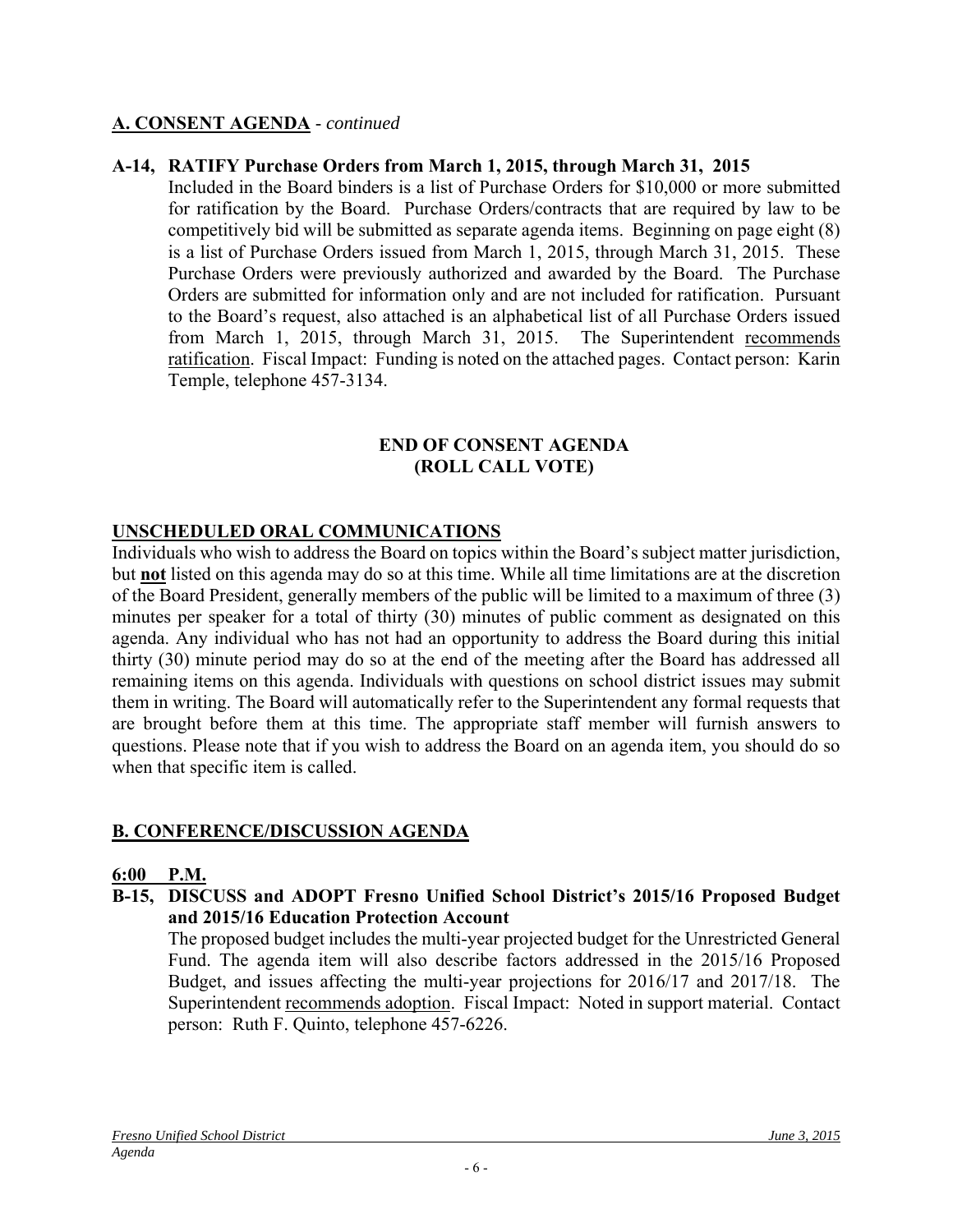## A. CONSENT AGENDA - *continued*

**A-14, RATIFY Purchase Orders from March 1, 2015, through March 31, 2015**

Included in the Board binders is a list of Purchase Orders for $10,000 or more submitted for ratification by the Board. Purchase Orders/contracts that are required by law to be competitively bid will be submitted as separate agenda items. Beginning on page eight (8) is a list of Purchase Orders issued from March 1, 2015, through March 31, 2015. These Purchase Orders were previously authorized and awarded by the Board. The Purchase Orders are submitted for information only and are not included for ratification. Pursuant to the Board's request, also attached is an alphabetical list of all Purchase Orders issued from March 1, 2015, through March 31, 2015. The Superintendent recommends ratification. Fiscal Impact: Funding is noted on the attached pages. Contact person: Karin Temple, telephone 457-3134.

**END OF CONSENT AGENDA**
**(ROLL CALL VOTE)**

## UNSCHEDULED ORAL COMMUNICATIONS

Individuals who wish to address the Board on topics within the Board's subject matter jurisdiction, but **not** listed on this agenda may do so at this time. While all time limitations are at the discretion of the Board President, generally members of the public will be limited to a maximum of three (3) minutes per speaker for a total of thirty (30) minutes of public comment as designated on this agenda. Any individual who has not had an opportunity to address the Board during this initial thirty (30) minute period may do so at the end of the meeting after the Board has addressed all remaining items on this agenda. Individuals with questions on school district issues may submit them in writing. The Board will automatically refer to the Superintendent any formal requests that are brought before them at this time. The appropriate staff member will furnish answers to questions. Please note that if you wish to address the Board on an agenda item, you should do so when that specific item is called.

## B. CONFERENCE/DISCUSSION AGENDA

**6:00 P.M.**

**B-15, DISCUSS and ADOPT Fresno Unified School District's 2015/16 Proposed Budget and 2015/16 Education Protection Account**

The proposed budget includes the multi-year projected budget for the Unrestricted General Fund. The agenda item will also describe factors addressed in the 2015/16 Proposed Budget, and issues affecting the multi-year projections for 2016/17 and 2017/18. The Superintendent recommends adoption. Fiscal Impact: Noted in support material. Contact person: Ruth F. Quinto, telephone 457-6226.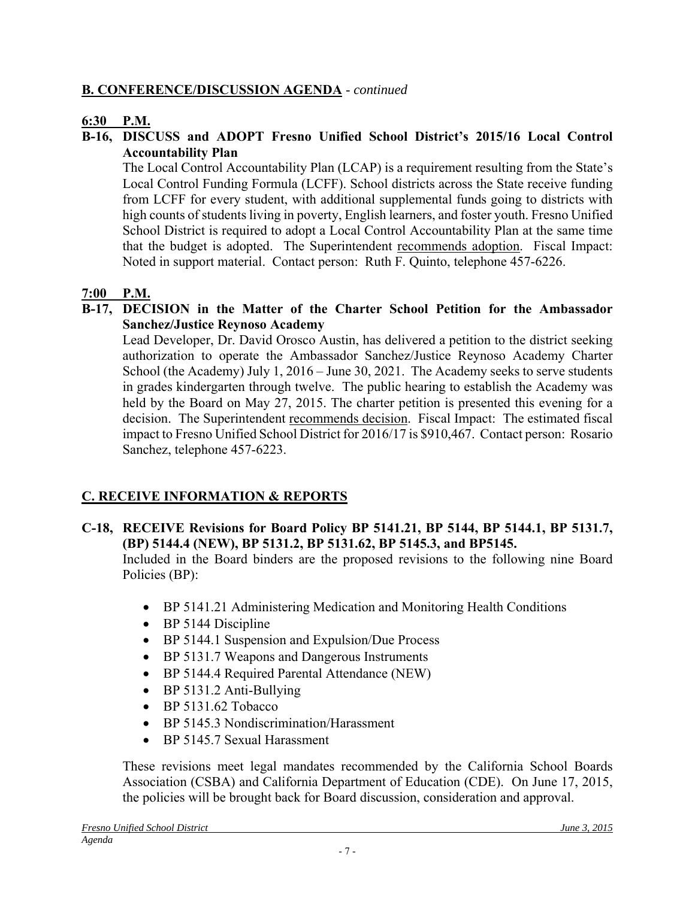## **B. CONFERENCE/DISCUSSION AGENDA** - *continued*

**6:30 P.M.**

**B-16, DISCUSS and ADOPT Fresno Unified School District's 2015/16 Local Control Accountability Plan**

The Local Control Accountability Plan (LCAP) is a requirement resulting from the State's Local Control Funding Formula (LCFF). School districts across the State receive funding from LCFF for every student, with additional supplemental funds going to districts with high counts of students living in poverty, English learners, and foster youth. Fresno Unified School District is required to adopt a Local Control Accountability Plan at the same time that the budget is adopted. The Superintendent recommends adoption. Fiscal Impact: Noted in support material. Contact person: Ruth F. Quinto, telephone 457-6226.

**7:00 P.M.**

**B-17, DECISION in the Matter of the Charter School Petition for the Ambassador Sanchez/Justice Reynoso Academy**

Lead Developer, Dr. David Orosco Austin, has delivered a petition to the district seeking authorization to operate the Ambassador Sanchez/Justice Reynoso Academy Charter School (the Academy) July 1, 2016 – June 30, 2021. The Academy seeks to serve students in grades kindergarten through twelve. The public hearing to establish the Academy was held by the Board on May 27, 2015. The charter petition is presented this evening for a decision. The Superintendent recommends decision. Fiscal Impact: The estimated fiscal impact to Fresno Unified School District for 2016/17 is $910,467. Contact person: Rosario Sanchez, telephone 457-6223.

## **C. RECEIVE INFORMATION & REPORTS**

**C-18, RECEIVE Revisions for Board Policy BP 5141.21, BP 5144, BP 5144.1, BP 5131.7, (BP) 5144.4 (NEW), BP 5131.2, BP 5131.62, BP 5145.3, and BP5145.**

Included in the Board binders are the proposed revisions to the following nine Board Policies (BP):

- BP 5141.21 Administering Medication and Monitoring Health Conditions
- BP 5144 Discipline
- BP 5144.1 Suspension and Expulsion/Due Process
- BP 5131.7 Weapons and Dangerous Instruments
- BP 5144.4 Required Parental Attendance (NEW)
- BP 5131.2 Anti-Bullying
- BP 5131.62 Tobacco
- BP 5145.3 Nondiscrimination/Harassment
- BP 5145.7 Sexual Harassment

These revisions meet legal mandates recommended by the California School Boards Association (CSBA) and California Department of Education (CDE). On June 17, 2015, the policies will be brought back for Board discussion, consideration and approval.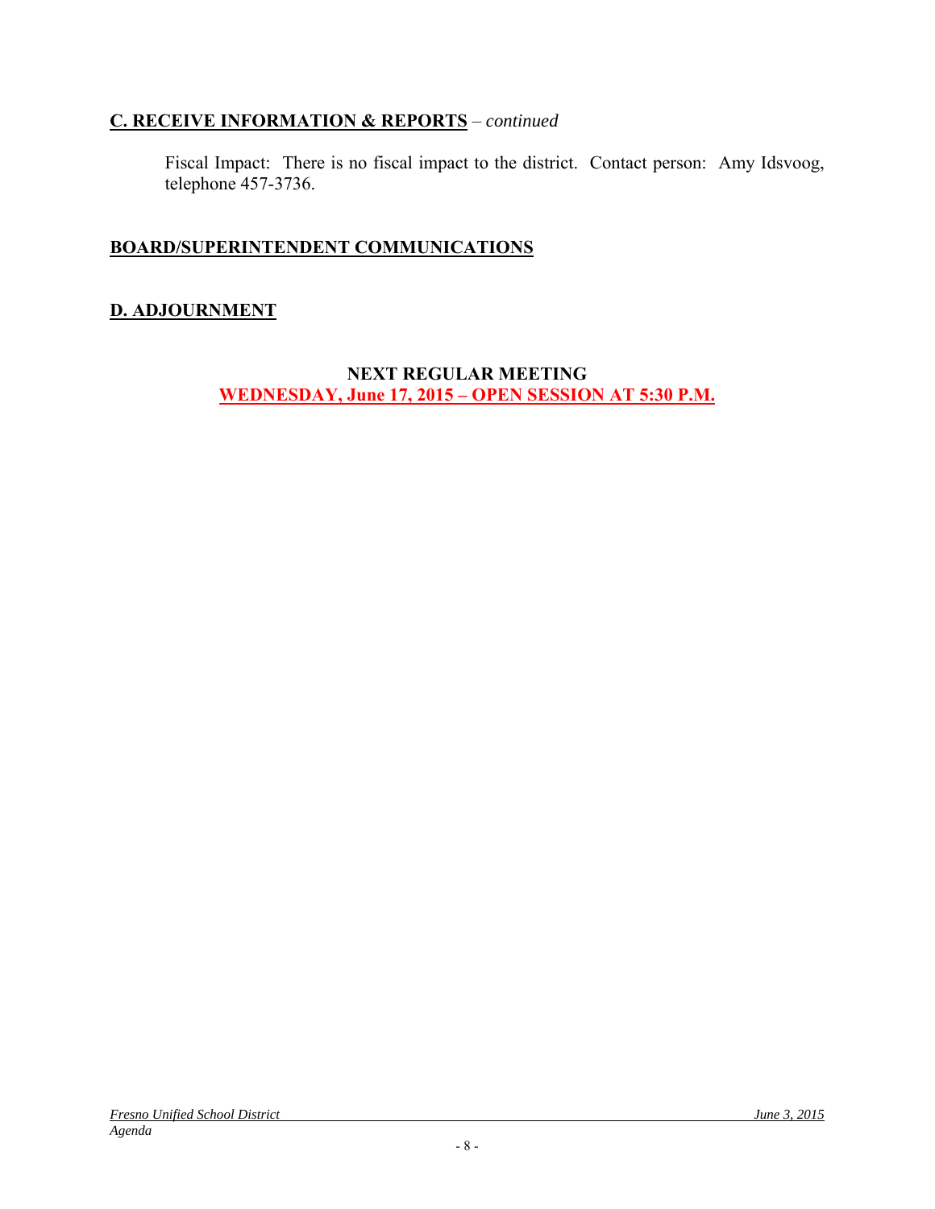## C. RECEIVE INFORMATION & REPORTS – *continued*

Fiscal Impact: There is no fiscal impact to the district. Contact person: Amy Idsvoog, telephone 457-3736.

## BOARD/SUPERINTENDENT COMMUNICATIONS

## D. ADJOURNMENT

**NEXT REGULAR MEETING**

**WEDNESDAY, June 17, 2015 – OPEN SESSION AT 5:30 P.M.**